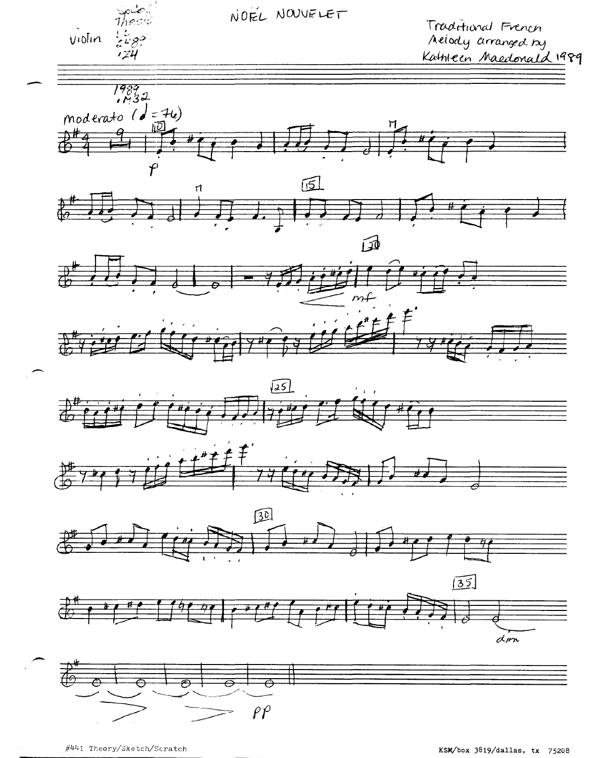# NOËL NOUVELET

Violin

Traditional French Melody arranged by Kathleen Macdonald 1989

Moderato (♩ = 76)

#441 Theory/Sketch/Scratch

KSM/box 3819/dallas, tx 75208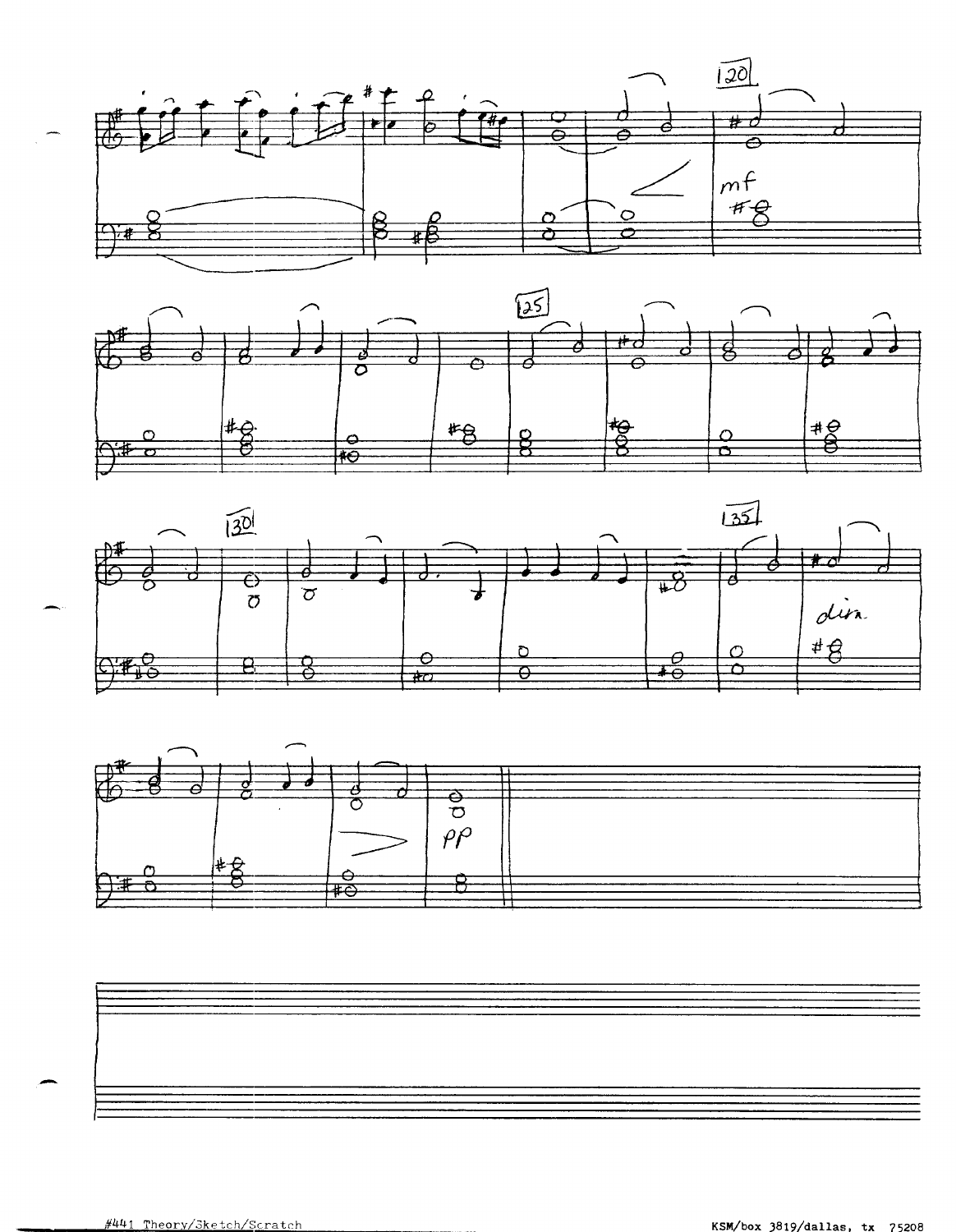#441 Theory/Sketch/Scratch

KSM/box 3819/dallas, tx 75208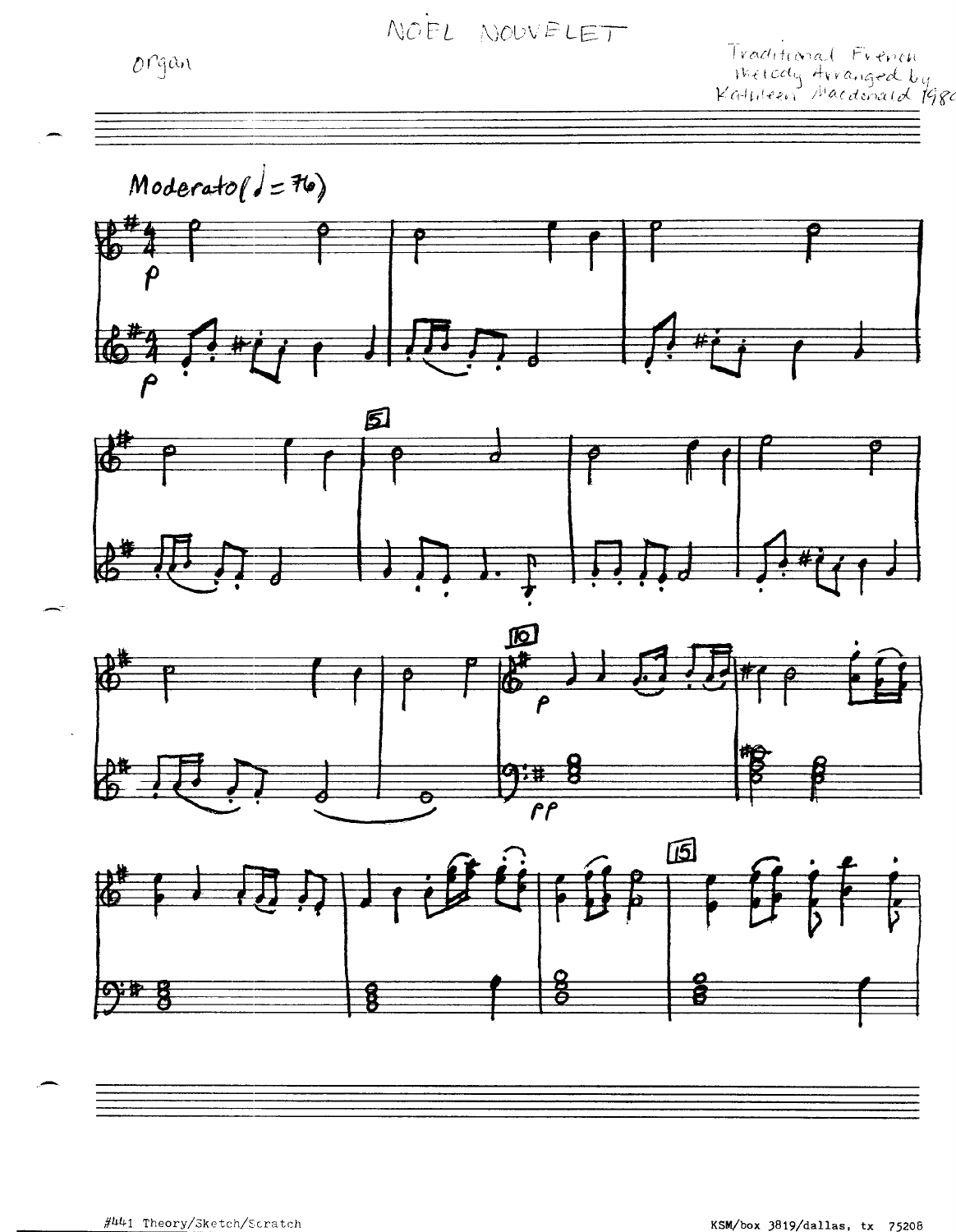# NOËL NOUVELET

Organ

Traditional French Melody Arranged by Kathleen Macdonald 198c

Moderato (♩ = 76)

p

p

5

10

p

pp

15

#441 Theory/Sketch/Scratch

KSM/box 3819/dallas, tx 75208